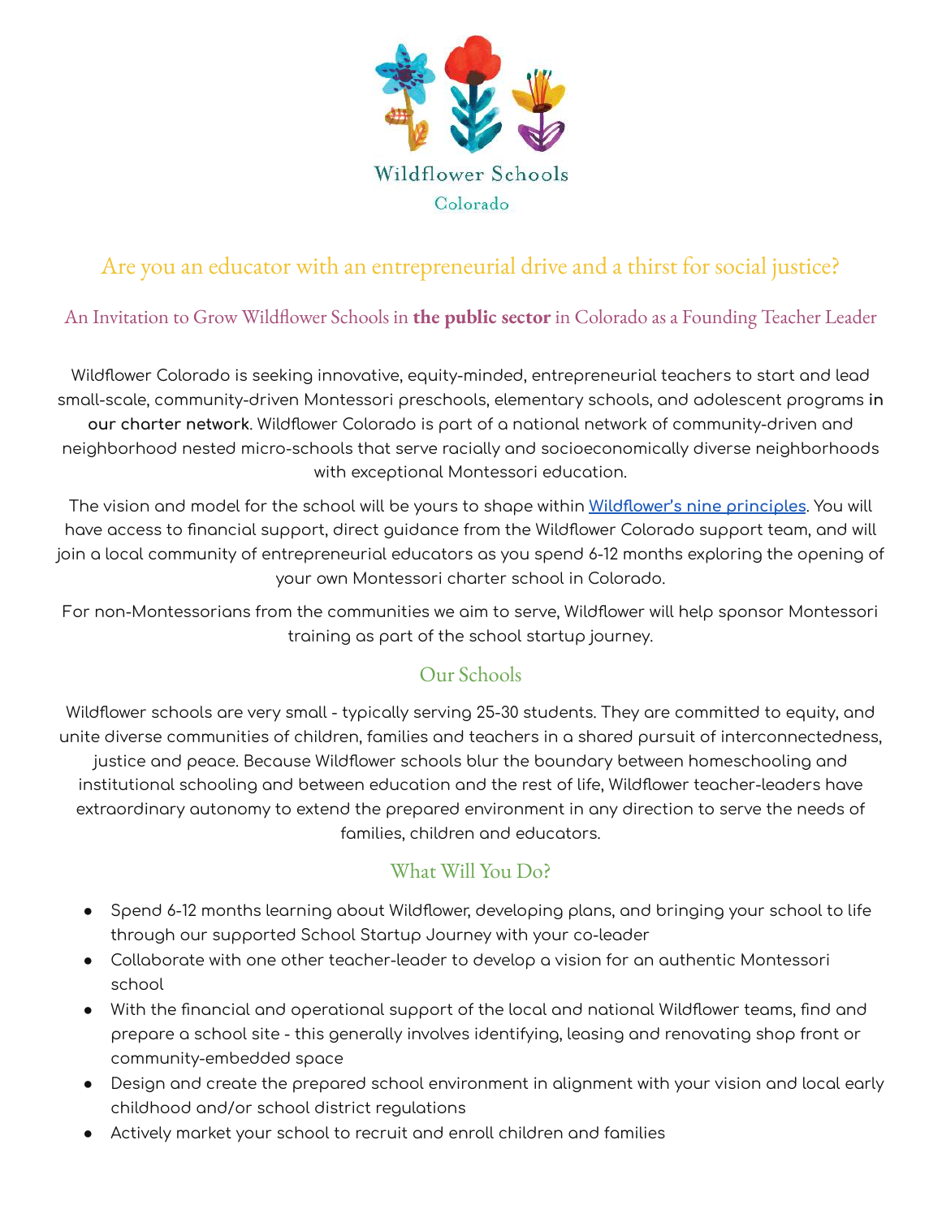Wildflower Schools

Colorado

## Are you an educator with an entrepreneurial drive and a thirst for social justice?

### An Invitation to Grow Wildflower Schools in **the public sector** in Colorado as a Founding Teacher Leader

Wildflower Colorado is seeking innovative, equity-minded, entrepreneurial teachers to start and lead small-scale, community-driven Montessori preschools, elementary schools, and adolescent programs **in our charter network**. Wildflower Colorado is part of a national network of community-driven and neighborhood nested micro-schools that serve racially and socioeconomically diverse neighborhoods with exceptional Montessori education.

The vision and model for the school will be yours to shape within [Wildflower's nine principles](). You will have access to financial support, direct guidance from the Wildflower Colorado support team, and will join a local community of entrepreneurial educators as you spend 6-12 months exploring the opening of your own Montessori charter school in Colorado.

For non-Montessorians from the communities we aim to serve, Wildflower will help sponsor Montessori training as part of the school startup journey.

## Our Schools

Wildflower schools are very small - typically serving 25-30 students. They are committed to equity, and unite diverse communities of children, families and teachers in a shared pursuit of interconnectedness, justice and peace. Because Wildflower schools blur the boundary between homeschooling and institutional schooling and between education and the rest of life, Wildflower teacher-leaders have extraordinary autonomy to extend the prepared environment in any direction to serve the needs of families, children and educators.

## What Will You Do?

- Spend 6-12 months learning about Wildflower, developing plans, and bringing your school to life through our supported School Startup Journey with your co-leader
- Collaborate with one other teacher-leader to develop a vision for an authentic Montessori school
- With the financial and operational support of the local and national Wildflower teams, find and prepare a school site - this generally involves identifying, leasing and renovating shop front or community-embedded space
- Design and create the prepared school environment in alignment with your vision and local early childhood and/or school district regulations
- Actively market your school to recruit and enroll children and families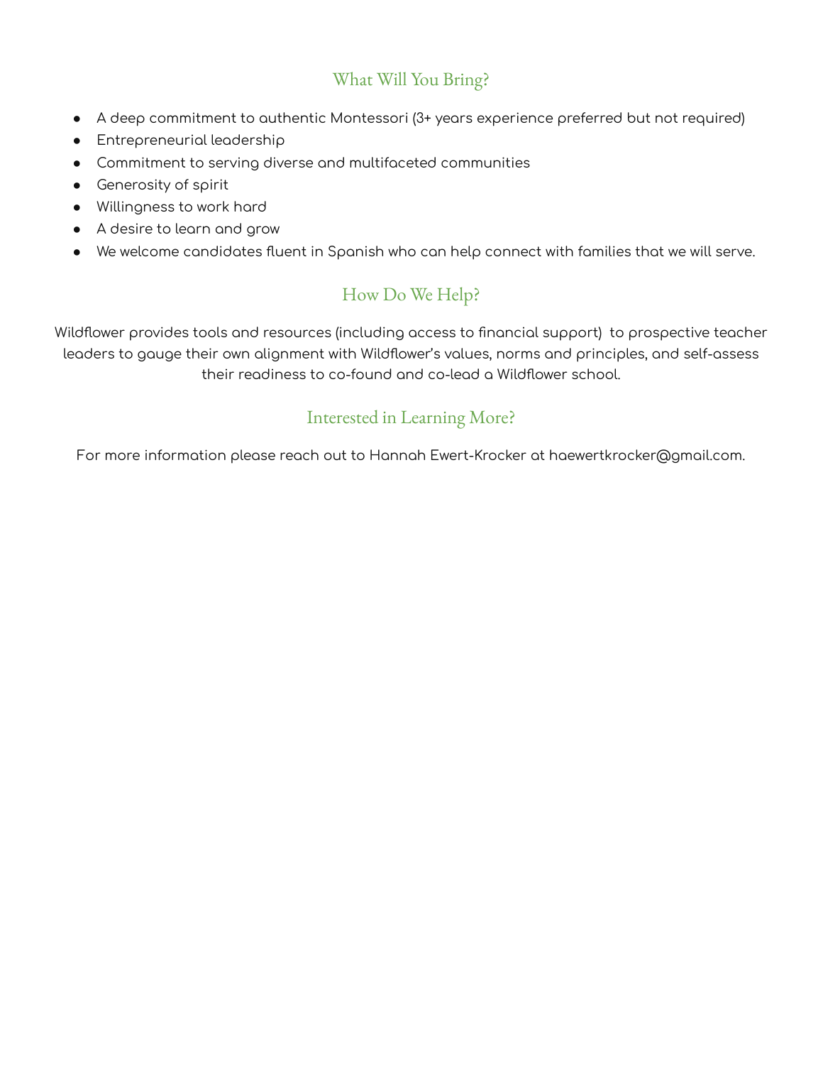## What Will You Bring?

- A deep commitment to authentic Montessori (3+ years experience preferred but not required)
- Entrepreneurial leadership
- Commitment to serving diverse and multifaceted communities
- Generosity of spirit
- Willingness to work hard
- A desire to learn and grow
- We welcome candidates fluent in Spanish who can help connect with families that we will serve.

## How Do We Help?

Wildflower provides tools and resources (including access to financial support) to prospective teacher leaders to gauge their own alignment with Wildflower's values, norms and principles, and self-assess their readiness to co-found and co-lead a Wildflower school.

## Interested in Learning More?

For more information please reach out to Hannah Ewert-Krocker at haewertkrocker@gmail.com.